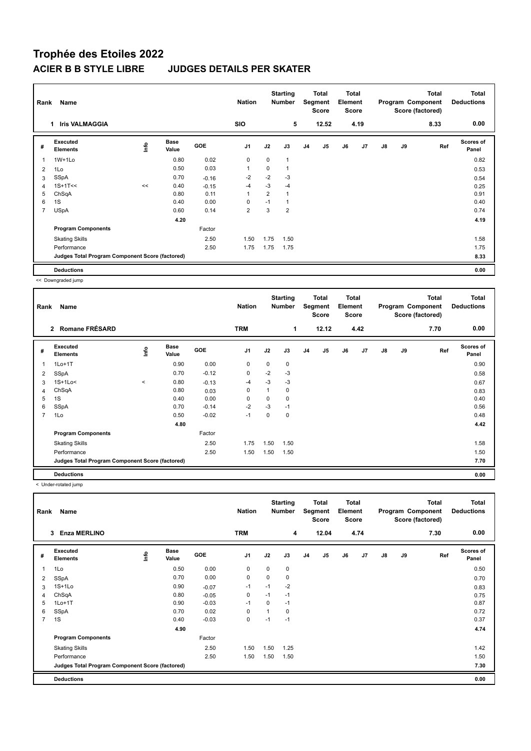# Trophée des Etoiles 2022

## ACIER B B STYLE LIBRE JUDGES DETAILS PER SKATER

| Rank | Name | Nation | Starting Number | Total Segment Score | Total Element Score | Total Program Component Score (factored) | Total Deductions |
|---|---|---|---|---|---|---|---|
| 1 | Iris VALMAGGIA | SIO | 5 | 12.52 | 4.19 | 8.33 | 0.00 |

| # | Executed Elements | Info | Base Value | GOE | J1 | J2 | J3 | J4 | J5 | J6 | J7 | J8 | J9 | Ref | Scores of Panel |
|---|---|---|---|---|---|---|---|---|---|---|---|---|---|---|---|
| 1 | 1W+1Lo | | 0.80 | 0.02 | 0 | 0 | 1 | | | | | | | | 0.82 |
| 2 | 1Lo | | 0.50 | 0.03 | 1 | 0 | 1 | | | | | | | | 0.53 |
| 3 | SSpA | | 0.70 | -0.16 | -2 | -2 | -3 | | | | | | | | 0.54 |
| 4 | 1S+1T<< | << | 0.40 | -0.15 | -4 | -3 | -4 | | | | | | | | 0.25 |
| 5 | ChSqA | | 0.80 | 0.11 | 1 | 2 | 1 | | | | | | | | 0.91 |
| 6 | 1S | | 0.40 | 0.00 | 0 | -1 | 1 | | | | | | | | 0.40 |
| 7 | USpA | | 0.60 | 0.14 | 2 | 3 | 2 | | | | | | | | 0.74 |
| | | | 4.20 | | | | | | | | | | | | 4.19 |
| | Program Components | | | Factor | | | | | | | | | | | |
| | Skating Skills | | | 2.50 | 1.50 | 1.75 | 1.50 | | | | | | | | 1.58 |
| | Performance | | | 2.50 | 1.75 | 1.75 | 1.75 | | | | | | | | 1.75 |
| | Judges Total Program Component Score (factored) | | | | | | | | | | | | | | 8.33 |
| | Deductions | | | | | | | | | | | | | | 0.00 |

<< Downgraded jump

| Rank | Name | Nation | Starting Number | Total Segment Score | Total Element Score | Total Program Component Score (factored) | Total Deductions |
|---|---|---|---|---|---|---|---|
| 2 | Romane FRÉSARD | TRM | 1 | 12.12 | 4.42 | 7.70 | 0.00 |

| # | Executed Elements | Info | Base Value | GOE | J1 | J2 | J3 | J4 | J5 | J6 | J7 | J8 | J9 | Ref | Scores of Panel |
|---|---|---|---|---|---|---|---|---|---|---|---|---|---|---|---|
| 1 | 1Lo+1T | | 0.90 | 0.00 | 0 | 0 | 0 | | | | | | | | 0.90 |
| 2 | SSpA | | 0.70 | -0.12 | 0 | -2 | -3 | | | | | | | | 0.58 |
| 3 | 1S+1Lo< | < | 0.80 | -0.13 | -4 | -3 | -3 | | | | | | | | 0.67 |
| 4 | ChSqA | | 0.80 | 0.03 | 0 | 1 | 0 | | | | | | | | 0.83 |
| 5 | 1S | | 0.40 | 0.00 | 0 | 0 | 0 | | | | | | | | 0.40 |
| 6 | SSpA | | 0.70 | -0.14 | -2 | -3 | -1 | | | | | | | | 0.56 |
| 7 | 1Lo | | 0.50 | -0.02 | -1 | 0 | 0 | | | | | | | | 0.48 |
| | | | 4.80 | | | | | | | | | | | | 4.42 |
| | Program Components | | | Factor | | | | | | | | | | | |
| | Skating Skills | | | 2.50 | 1.75 | 1.50 | 1.50 | | | | | | | | 1.58 |
| | Performance | | | 2.50 | 1.50 | 1.50 | 1.50 | | | | | | | | 1.50 |
| | Judges Total Program Component Score (factored) | | | | | | | | | | | | | | 7.70 |
| | Deductions | | | | | | | | | | | | | | 0.00 |

< Under-rotated jump

| Rank | Name | Nation | Starting Number | Total Segment Score | Total Element Score | Total Program Component Score (factored) | Total Deductions |
|---|---|---|---|---|---|---|---|
| 3 | Enza MERLINO | TRM | 4 | 12.04 | 4.74 | 7.30 | 0.00 |

| # | Executed Elements | Info | Base Value | GOE | J1 | J2 | J3 | J4 | J5 | J6 | J7 | J8 | J9 | Ref | Scores of Panel |
|---|---|---|---|---|---|---|---|---|---|---|---|---|---|---|---|
| 1 | 1Lo | | 0.50 | 0.00 | 0 | 0 | 0 | | | | | | | | 0.50 |
| 2 | SSpA | | 0.70 | 0.00 | 0 | 0 | 0 | | | | | | | | 0.70 |
| 3 | 1S+1Lo | | 0.90 | -0.07 | -1 | -1 | -2 | | | | | | | | 0.83 |
| 4 | ChSqA | | 0.80 | -0.05 | 0 | -1 | -1 | | | | | | | | 0.75 |
| 5 | 1Lo+1T | | 0.90 | -0.03 | -1 | 0 | -1 | | | | | | | | 0.87 |
| 6 | SSpA | | 0.70 | 0.02 | 0 | 1 | 0 | | | | | | | | 0.72 |
| 7 | 1S | | 0.40 | -0.03 | 0 | -1 | -1 | | | | | | | | 0.37 |
| | | | 4.90 | | | | | | | | | | | | 4.74 |
| | Program Components | | | Factor | | | | | | | | | | | |
| | Skating Skills | | | 2.50 | 1.50 | 1.50 | 1.25 | | | | | | | | 1.42 |
| | Performance | | | 2.50 | 1.50 | 1.50 | 1.50 | | | | | | | | 1.50 |
| | Judges Total Program Component Score (factored) | | | | | | | | | | | | | | 7.30 |
| | Deductions | | | | | | | | | | | | | | 0.00 |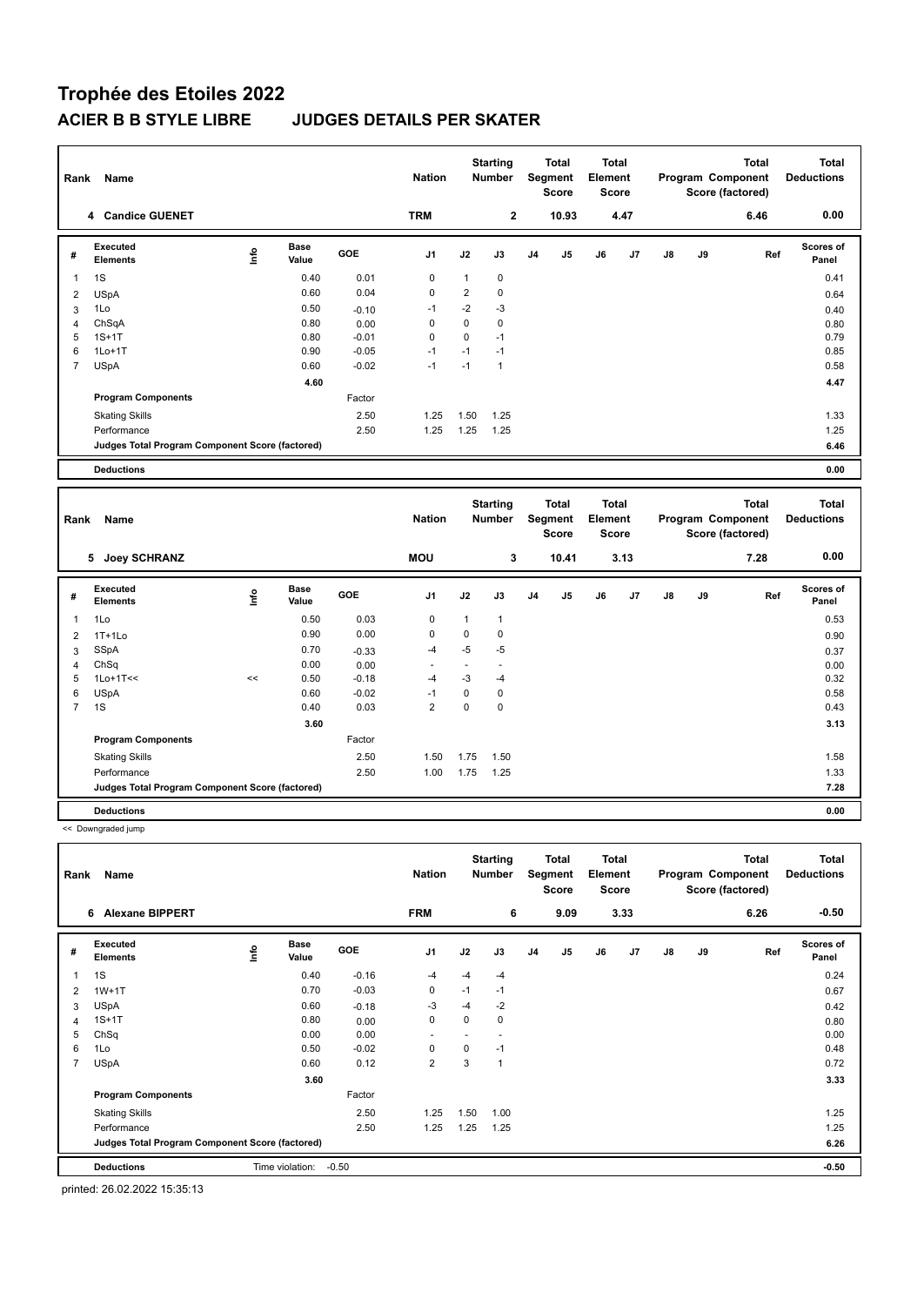# Trophée des Etoiles 2022

## ACIER B B STYLE LIBRE JUDGES DETAILS PER SKATER

| Rank | Name | Nation | Starting Number | Total Segment Score | Total Element Score | Total Program Component Score (factored) | Total Deductions |
|---|---|---|---|---|---|---|---|
| 4 | Candice GUENET | TRM | 2 | 10.93 | 4.47 | 6.46 | 0.00 |

| # | Executed Elements | Info | Base Value | GOE | J1 | J2 | J3 | J4 | J5 | J6 | J7 | J8 | J9 | Ref | Scores of Panel |
|---|---|---|---|---|---|---|---|---|---|---|---|---|---|---|---|
| 1 | 1S | | 0.40 | 0.01 | 0 | 1 | 0 | | | | | | | | 0.41 |
| 2 | USpA | | 0.60 | 0.04 | 0 | 2 | 0 | | | | | | | | 0.64 |
| 3 | 1Lo | | 0.50 | -0.10 | -1 | -2 | -3 | | | | | | | | 0.40 |
| 4 | ChSqA | | 0.80 | 0.00 | 0 | 0 | 0 | | | | | | | | 0.80 |
| 5 | 1S+1T | | 0.80 | -0.01 | 0 | 0 | -1 | | | | | | | | 0.79 |
| 6 | 1Lo+1T | | 0.90 | -0.05 | -1 | -1 | -1 | | | | | | | | 0.85 |
| 7 | USpA | | 0.60 | -0.02 | -1 | -1 | 1 | | | | | | | | 0.58 |
| | | | 4.60 | | | | | | | | | | | | 4.47 |
| | Program Components | | | Factor | | | | | | | | | | | |
| | Skating Skills | | | 2.50 | 1.25 | 1.50 | 1.25 | | | | | | | | 1.33 |
| | Performance | | | 2.50 | 1.25 | 1.25 | 1.25 | | | | | | | | 1.25 |
| | Judges Total Program Component Score (factored) | | | | | | | | | | | | | | 6.46 |
| | Deductions | | | | | | | | | | | | | | 0.00 |

| Rank | Name | Nation | Starting Number | Total Segment Score | Total Element Score | Total Program Component Score (factored) | Total Deductions |
|---|---|---|---|---|---|---|---|
| 5 | Joey SCHRANZ | MOU | 3 | 10.41 | 3.13 | 7.28 | 0.00 |

| # | Executed Elements | Info | Base Value | GOE | J1 | J2 | J3 | J4 | J5 | J6 | J7 | J8 | J9 | Ref | Scores of Panel |
|---|---|---|---|---|---|---|---|---|---|---|---|---|---|---|---|
| 1 | 1Lo | | 0.50 | 0.03 | 0 | 1 | 1 | | | | | | | | 0.53 |
| 2 | 1T+1Lo | | 0.90 | 0.00 | 0 | 0 | 0 | | | | | | | | 0.90 |
| 3 | SSpA | | 0.70 | -0.33 | -4 | -5 | -5 | | | | | | | | 0.37 |
| 4 | ChSq | | 0.00 | 0.00 | - | - | - | | | | | | | | 0.00 |
| 5 | 1Lo+1T<< | << | 0.50 | -0.18 | -4 | -3 | -4 | | | | | | | | 0.32 |
| 6 | USpA | | 0.60 | -0.02 | -1 | 0 | 0 | | | | | | | | 0.58 |
| 7 | 1S | | 0.40 | 0.03 | 2 | 0 | 0 | | | | | | | | 0.43 |
| | | | 3.60 | | | | | | | | | | | | 3.13 |
| | Program Components | | | Factor | | | | | | | | | | | |
| | Skating Skills | | | 2.50 | 1.50 | 1.75 | 1.50 | | | | | | | | 1.58 |
| | Performance | | | 2.50 | 1.00 | 1.75 | 1.25 | | | | | | | | 1.33 |
| | Judges Total Program Component Score (factored) | | | | | | | | | | | | | | 7.28 |
| | Deductions | | | | | | | | | | | | | | 0.00 |

<< Downgraded jump

| Rank | Name | Nation | Starting Number | Total Segment Score | Total Element Score | Total Program Component Score (factored) | Total Deductions |
|---|---|---|---|---|---|---|---|
| 6 | Alexane BIPPERT | FRM | 6 | 9.09 | 3.33 | 6.26 | -0.50 |

| # | Executed Elements | Info | Base Value | GOE | J1 | J2 | J3 | J4 | J5 | J6 | J7 | J8 | J9 | Ref | Scores of Panel |
|---|---|---|---|---|---|---|---|---|---|---|---|---|---|---|---|
| 1 | 1S | | 0.40 | -0.16 | -4 | -4 | -4 | | | | | | | | 0.24 |
| 2 | 1W+1T | | 0.70 | -0.03 | 0 | -1 | -1 | | | | | | | | 0.67 |
| 3 | USpA | | 0.60 | -0.18 | -3 | -4 | -2 | | | | | | | | 0.42 |
| 4 | 1S+1T | | 0.80 | 0.00 | 0 | 0 | 0 | | | | | | | | 0.80 |
| 5 | ChSq | | 0.00 | 0.00 | - | - | - | | | | | | | | 0.00 |
| 6 | 1Lo | | 0.50 | -0.02 | 0 | 0 | -1 | | | | | | | | 0.48 |
| 7 | USpA | | 0.60 | 0.12 | 2 | 3 | 1 | | | | | | | | 0.72 |
| | | | 3.60 | | | | | | | | | | | | 3.33 |
| | Program Components | | | Factor | | | | | | | | | | | |
| | Skating Skills | | | 2.50 | 1.25 | 1.50 | 1.00 | | | | | | | | 1.25 |
| | Performance | | | 2.50 | 1.25 | 1.25 | 1.25 | | | | | | | | 1.25 |
| | Judges Total Program Component Score (factored) | | | | | | | | | | | | | | 6.26 |
| | Deductions | Time violation: | -0.50 | | | | | | | | | | | | -0.50 |

printed: 26.02.2022 15:35:13